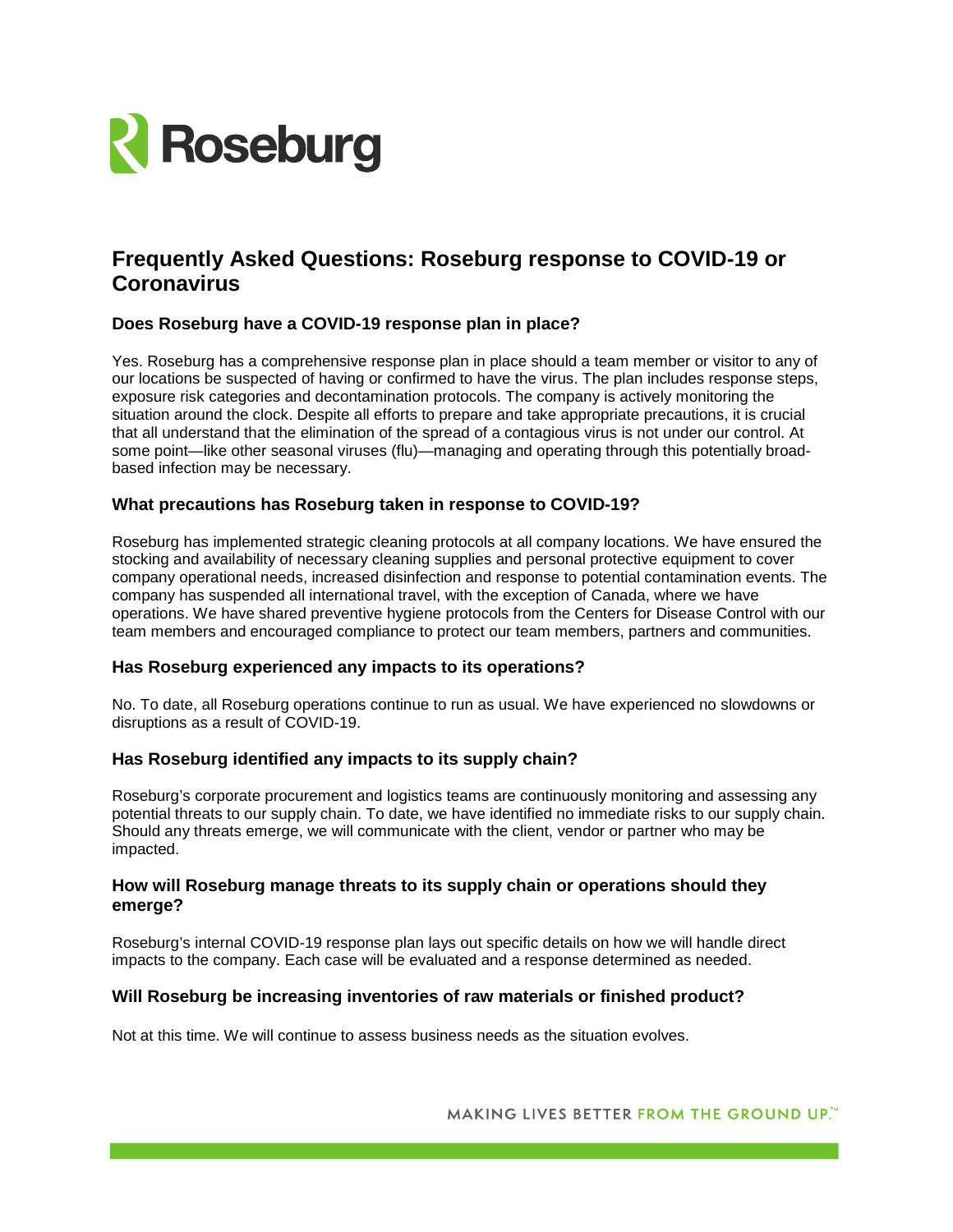Roseburg

# Frequently Asked Questions: Roseburg response to COVID-19 or Coronavirus

### Does Roseburg have a COVID-19 response plan in place?

Yes. Roseburg has a comprehensive response plan in place should a team member or visitor to any of our locations be suspected of having or confirmed to have the virus. The plan includes response steps, exposure risk categories and decontamination protocols. The company is actively monitoring the situation around the clock. Despite all efforts to prepare and take appropriate precautions, it is crucial that all understand that the elimination of the spread of a contagious virus is not under our control. At some point—like other seasonal viruses (flu)—managing and operating through this potentially broad-based infection may be necessary.

### What precautions has Roseburg taken in response to COVID-19?

Roseburg has implemented strategic cleaning protocols at all company locations. We have ensured the stocking and availability of necessary cleaning supplies and personal protective equipment to cover company operational needs, increased disinfection and response to potential contamination events. The company has suspended all international travel, with the exception of Canada, where we have operations. We have shared preventive hygiene protocols from the Centers for Disease Control with our team members and encouraged compliance to protect our team members, partners and communities.

### Has Roseburg experienced any impacts to its operations?

No. To date, all Roseburg operations continue to run as usual. We have experienced no slowdowns or disruptions as a result of COVID-19.

### Has Roseburg identified any impacts to its supply chain?

Roseburg's corporate procurement and logistics teams are continuously monitoring and assessing any potential threats to our supply chain. To date, we have identified no immediate risks to our supply chain. Should any threats emerge, we will communicate with the client, vendor or partner who may be impacted.

### How will Roseburg manage threats to its supply chain or operations should they emerge?

Roseburg's internal COVID-19 response plan lays out specific details on how we will handle direct impacts to the company. Each case will be evaluated and a response determined as needed.

### Will Roseburg be increasing inventories of raw materials or finished product?

Not at this time. We will continue to assess business needs as the situation evolves.

MAKING LIVES BETTER FROM THE GROUND UP.™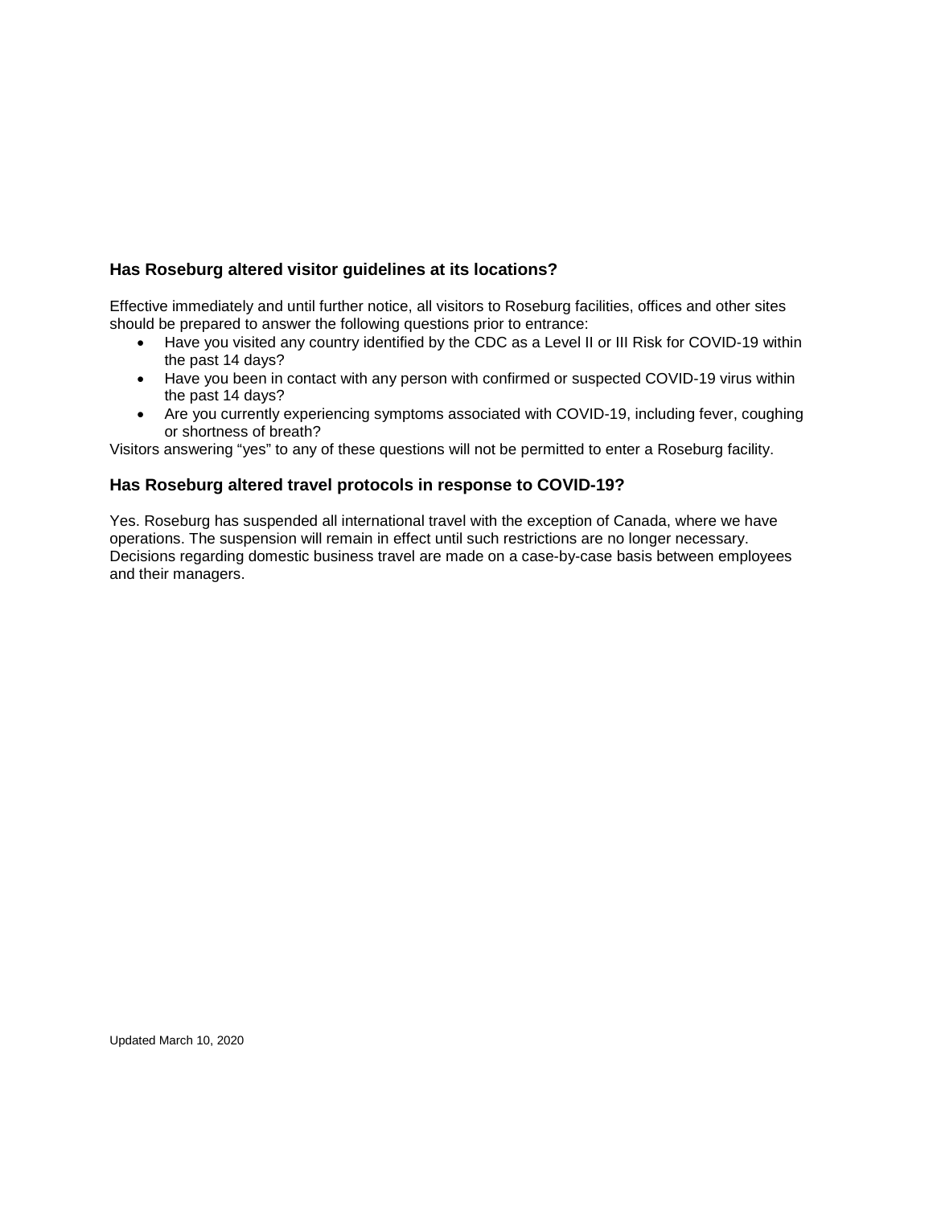### Has Roseburg altered visitor guidelines at its locations?

Effective immediately and until further notice, all visitors to Roseburg facilities, offices and other sites should be prepared to answer the following questions prior to entrance:

- Have you visited any country identified by the CDC as a Level II or III Risk for COVID-19 within the past 14 days?
- Have you been in contact with any person with confirmed or suspected COVID-19 virus within the past 14 days?
- Are you currently experiencing symptoms associated with COVID-19, including fever, coughing or shortness of breath?

Visitors answering "yes" to any of these questions will not be permitted to enter a Roseburg facility.

### Has Roseburg altered travel protocols in response to COVID-19?

Yes. Roseburg has suspended all international travel with the exception of Canada, where we have operations. The suspension will remain in effect until such restrictions are no longer necessary. Decisions regarding domestic business travel are made on a case-by-case basis between employees and their managers.

Updated March 10, 2020